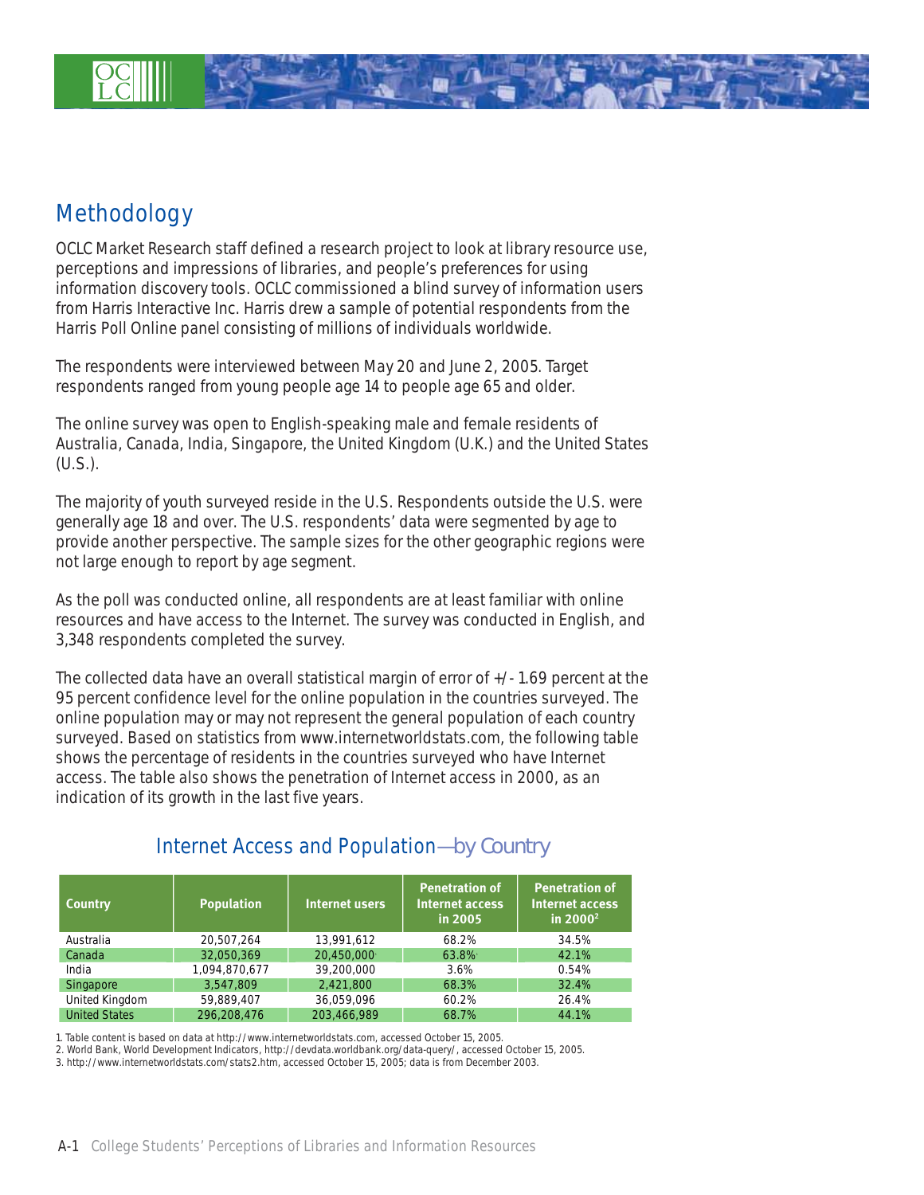## Methodology

OCLC Market Research staff defined a research project to look at library resource use, perceptions and impressions of libraries, and people's preferences for using information discovery tools. OCLC commissioned a blind survey of information users from Harris Interactive Inc. Harris drew a sample of potential respondents from the Harris Poll Online panel consisting of millions of individuals worldwide.

The respondents were interviewed between May 20 and June 2, 2005. Target respondents ranged from young people age 14 to people age 65 and older.

The online survey was open to English-speaking male and female residents of Australia, Canada, India, Singapore, the United Kingdom (U.K.) and the United States (U.S.).

The majority of youth surveyed reside in the U.S. Respondents outside the U.S. were generally age 18 and over. The U.S. respondents' data were segmented by age to provide another perspective. The sample sizes for the other geographic regions were not large enough to report by age segment.

As the poll was conducted online, all respondents are at least familiar with online resources and have access to the Internet. The survey was conducted in English, and 3,348 respondents completed the survey.

The collected data have an overall statistical margin of error of +/- 1.69 percent at the 95 percent confidence level for the online population in the countries surveyed. The online population may or may not represent the general population of each country surveyed. Based on statistics from www.internetworldstats.com, the following table shows the percentage of residents in the countries surveyed who have Internet access. The table also shows the penetration of Internet access in 2000, as an indication of its growth in the last five years.

### Internet Access and Population—by Country

| Country | Population | Internet users | Penetration of Internet access in 2005 | Penetration of Internet access in 2000[2] |
|---|---|---|---|---|
| Australia | 20,507,264 | 13,991,612 | 68.2% | 34.5% |
| Canada | 32,050,369 | 20,450,000[3] | 63.8%[3] | 42.1% |
| India | 1,094,870,677 | 39,200,000 | 3.6% | 0.54% |
| Singapore | 3,547,809 | 2,421,800 | 68.3% | 32.4% |
| United Kingdom | 59,889,407 | 36,059,096 | 60.2% | 26.4% |
| United States | 296,208,476 | 203,466,989 | 68.7% | 44.1% |

1. Table content is based on data at http://www.internetworldstats.com, accessed October 15, 2005.
2. World Bank, World Development Indicators, http://devdata.worldbank.org/data-query/, accessed October 15, 2005.
3. http://www.internetworldstats.com/stats2.htm, accessed October 15, 2005; data is from December 2003.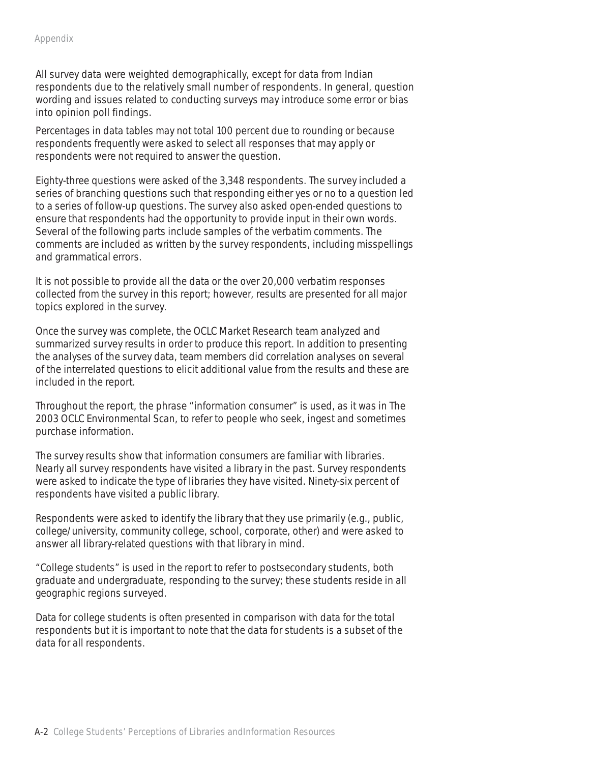All survey data were weighted demographically, except for data from Indian respondents due to the relatively small number of respondents. In general, question wording and issues related to conducting surveys may introduce some error or bias into opinion poll findings.

Percentages in data tables may not total 100 percent due to rounding or because respondents frequently were asked to select all responses that may apply or respondents were not required to answer the question.

Eighty-three questions were asked of the 3,348 respondents. The survey included a series of branching questions such that responding either yes or no to a question led to a series of follow-up questions. The survey also asked open-ended questions to ensure that respondents had the opportunity to provide input in their own words. Several of the following parts include samples of the verbatim comments. The comments are included as written by the survey respondents, including misspellings and grammatical errors.

It is not possible to provide all the data or the over 20,000 verbatim responses collected from the survey in this report; however, results are presented for all major topics explored in the survey.

Once the survey was complete, the OCLC Market Research team analyzed and summarized survey results in order to produce this report. In addition to presenting the analyses of the survey data, team members did correlation analyses on several of the interrelated questions to elicit additional value from the results and these are included in the report.

Throughout the report, the phrase "information consumer" is used, as it was in The 2003 OCLC Environmental Scan, to refer to people who seek, ingest and sometimes purchase information.

The survey results show that information consumers are familiar with libraries. Nearly all survey respondents have visited a library in the past. Survey respondents were asked to indicate the type of libraries they have visited. Ninety-six percent of respondents have visited a public library.

Respondents were asked to identify the library that they use primarily (e.g., public, college/university, community college, school, corporate, other) and were asked to answer all library-related questions with that library in mind.

"College students" is used in the report to refer to postsecondary students, both graduate and undergraduate, responding to the survey; these students reside in all geographic regions surveyed.

Data for college students is often presented in comparison with data for the total respondents but it is important to note that the data for students is a subset of the data for all respondents.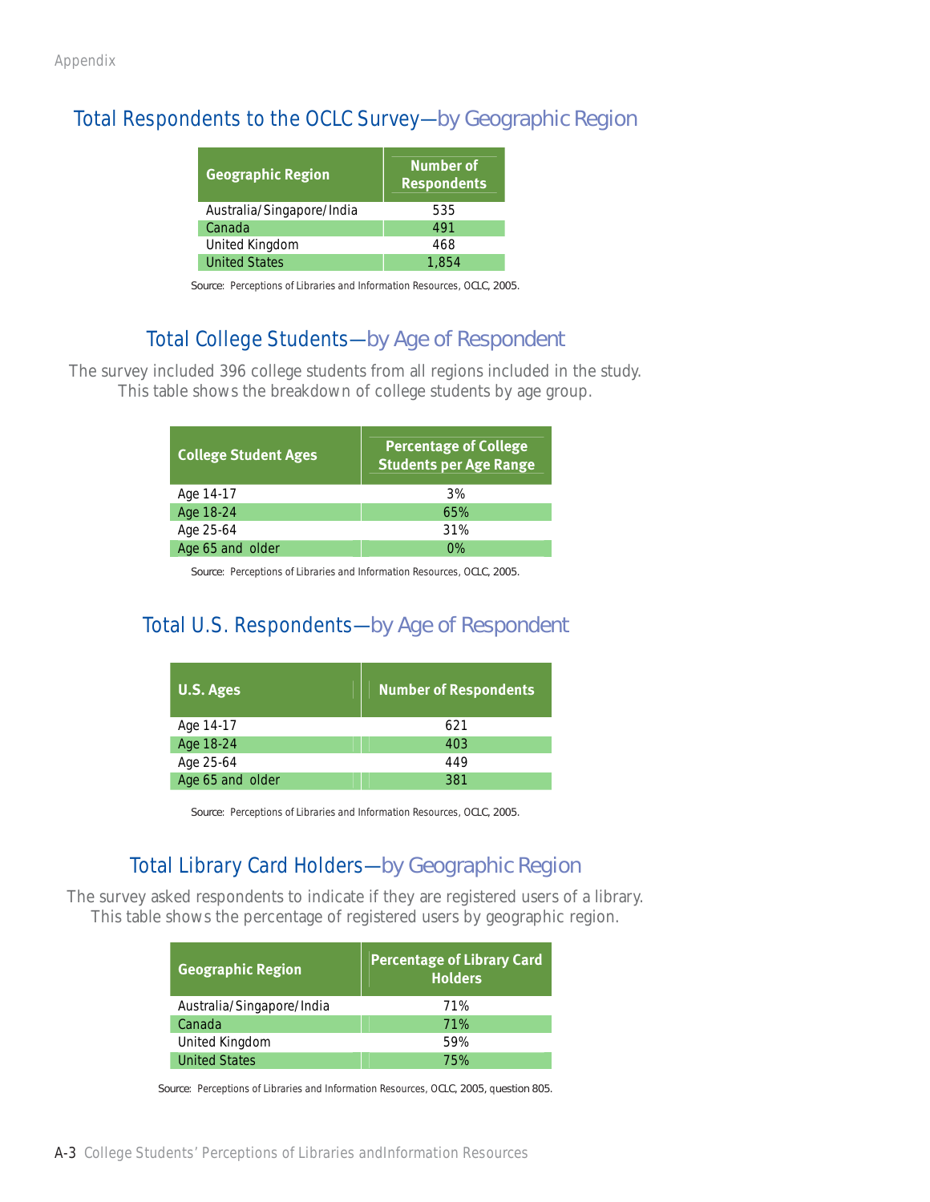## Total Respondents to the OCLC Survey—by Geographic Region

| Geographic Region | Number of Respondents |
|---|---|
| Australia/Singapore/India | 535 |
| Canada | 491 |
| United Kingdom | 468 |
| United States | 1,854 |

Source: Perceptions of Libraries and Information Resources, OCLC, 2005.

## Total College Students—by Age of Respondent

The survey included 396 college students from all regions included in the study. This table shows the breakdown of college students by age group.

| College Student Ages | Percentage of College Students per Age Range |
|---|---|
| Age 14-17 | 3% |
| Age 18-24 | 65% |
| Age 25-64 | 31% |
| Age 65 and older | 0% |

Source: Perceptions of Libraries and Information Resources, OCLC, 2005.

## Total U.S. Respondents—by Age of Respondent

| U.S. Ages | Number of Respondents |
|---|---|
| Age 14-17 | 621 |
| Age 18-24 | 403 |
| Age 25-64 | 449 |
| Age 65 and older | 381 |

Source: Perceptions of Libraries and Information Resources, OCLC, 2005.

## Total Library Card Holders—by Geographic Region

The survey asked respondents to indicate if they are registered users of a library. This table shows the percentage of registered users by geographic region.

| Geographic Region | Percentage of Library Card Holders |
|---|---|
| Australia/Singapore/India | 71% |
| Canada | 71% |
| United Kingdom | 59% |
| United States | 75% |

Source: Perceptions of Libraries and Information Resources, OCLC, 2005, question 805.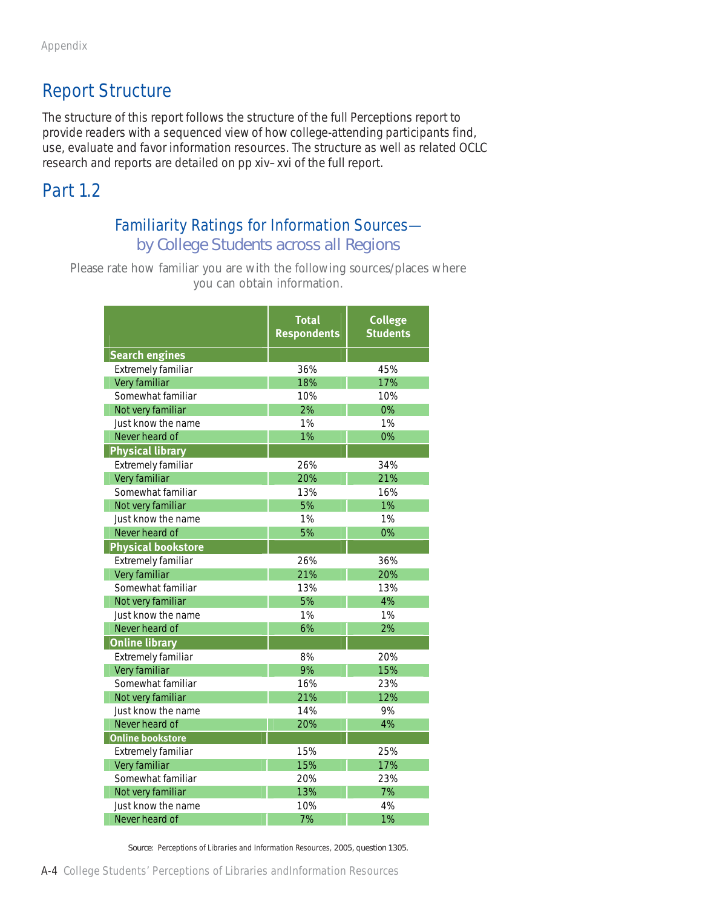## Report Structure

The structure of this report follows the structure of the full Perceptions report to provide readers with a sequenced view of how college-attending participants find, use, evaluate and favor information resources. The structure as well as related OCLC research and reports are detailed on pp xiv–xvi of the full report.

## Part 1.2

### Familiarity Ratings for Information Sources— by College Students across all Regions

Please rate how familiar you are with the following sources/places where you can obtain information.

| | Total Respondents | College Students |
|---|---|---|
| **Search engines** | | |
| Extremely familiar | 36% | 45% |
| Very familiar | 18% | 17% |
| Somewhat familiar | 10% | 10% |
| Not very familiar | 2% | 0% |
| Just know the name | 1% | 1% |
| Never heard of | 1% | 0% |
| **Physical library** | | |
| Extremely familiar | 26% | 34% |
| Very familiar | 20% | 21% |
| Somewhat familiar | 13% | 16% |
| Not very familiar | 5% | 1% |
| Just know the name | 1% | 1% |
| Never heard of | 5% | 0% |
| **Physical bookstore** | | |
| Extremely familiar | 26% | 36% |
| Very familiar | 21% | 20% |
| Somewhat familiar | 13% | 13% |
| Not very familiar | 5% | 4% |
| Just know the name | 1% | 1% |
| Never heard of | 6% | 2% |
| **Online library** | | |
| Extremely familiar | 8% | 20% |
| Very familiar | 9% | 15% |
| Somewhat familiar | 16% | 23% |
| Not very familiar | 21% | 12% |
| Just know the name | 14% | 9% |
| Never heard of | 20% | 4% |
| **Online bookstore** | | |
| Extremely familiar | 15% | 25% |
| Very familiar | 15% | 17% |
| Somewhat familiar | 20% | 23% |
| Not very familiar | 13% | 7% |
| Just know the name | 10% | 4% |
| Never heard of | 7% | 1% |

Source: Perceptions of Libraries and Information Resources, 2005, question 1305.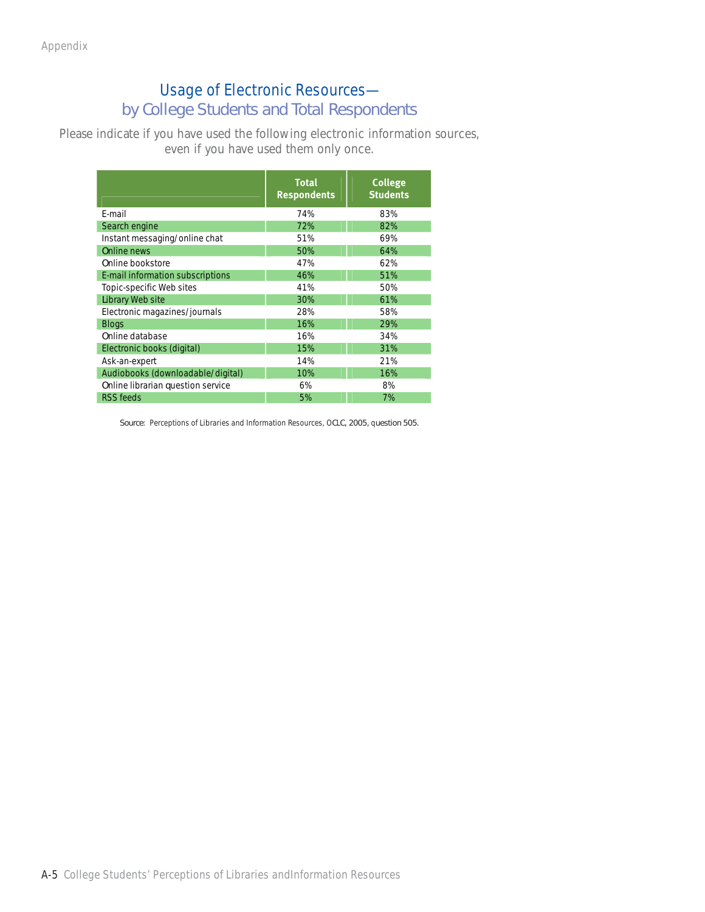## Usage of Electronic Resources—
### by College Students and Total Respondents

Please indicate if you have used the following electronic information sources, even if you have used them only once.

| | Total Respondents | College Students |
|---|---|---|
| E-mail | 74% | 83% |
| Search engine | 72% | 82% |
| Instant messaging/online chat | 51% | 69% |
| Online news | 50% | 64% |
| Online bookstore | 47% | 62% |
| E-mail information subscriptions | 46% | 51% |
| Topic-specific Web sites | 41% | 50% |
| Library Web site | 30% | 61% |
| Electronic magazines/journals | 28% | 58% |
| Blogs | 16% | 29% |
| Online database | 16% | 34% |
| Electronic books (digital) | 15% | 31% |
| Ask-an-expert | 14% | 21% |
| Audiobooks (downloadable/digital) | 10% | 16% |
| Online librarian question service | 6% | 8% |
| RSS feeds | 5% | 7% |

Source: Perceptions of Libraries and Information Resources, OCLC, 2005, question 505.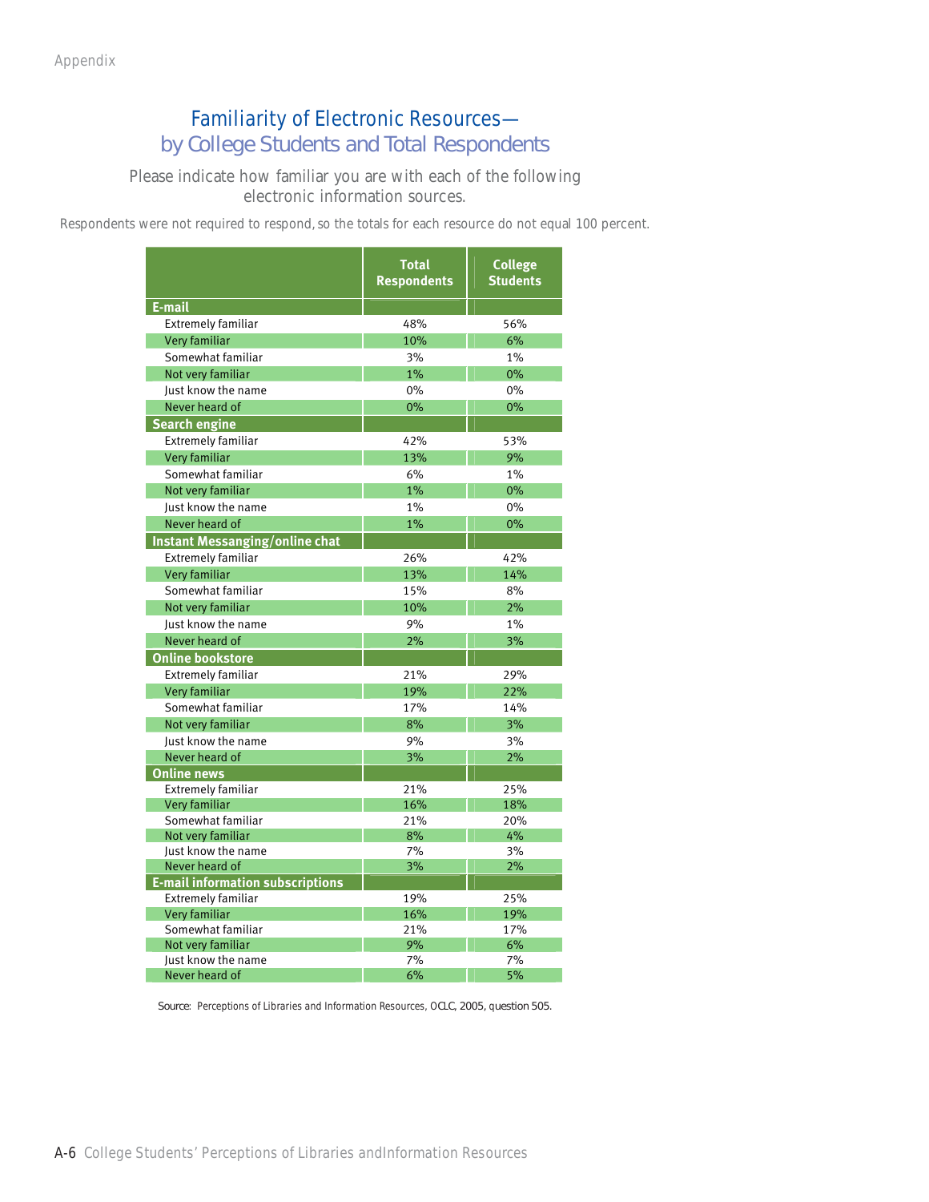## Familiarity of Electronic Resources— by College Students and Total Respondents

Please indicate how familiar you are with each of the following electronic information sources.

Respondents were not required to respond, so the totals for each resource do not equal 100 percent.

| | Total Respondents | College Students |
|---|---|---|
| **E-mail** | | |
| Extremely familiar | 48% | 56% |
| Very familiar | 10% | 6% |
| Somewhat familiar | 3% | 1% |
| Not very familiar | 1% | 0% |
| Just know the name | 0% | 0% |
| Never heard of | 0% | 0% |
| **Search engine** | | |
| Extremely familiar | 42% | 53% |
| Very familiar | 13% | 9% |
| Somewhat familiar | 6% | 1% |
| Not very familiar | 1% | 0% |
| Just know the name | 1% | 0% |
| Never heard of | 1% | 0% |
| **Instant Messanging/online chat** | | |
| Extremely familiar | 26% | 42% |
| Very familiar | 13% | 14% |
| Somewhat familiar | 15% | 8% |
| Not very familiar | 10% | 2% |
| Just know the name | 9% | 1% |
| Never heard of | 2% | 3% |
| **Online bookstore** | | |
| Extremely familiar | 21% | 29% |
| Very familiar | 19% | 22% |
| Somewhat familiar | 17% | 14% |
| Not very familiar | 8% | 3% |
| Just know the name | 9% | 3% |
| Never heard of | 3% | 2% |
| **Online news** | | |
| Extremely familiar | 21% | 25% |
| Very familiar | 16% | 18% |
| Somewhat familiar | 21% | 20% |
| Not very familiar | 8% | 4% |
| Just know the name | 7% | 3% |
| Never heard of | 3% | 2% |
| **E-mail information subscriptions** | | |
| Extremely familiar | 19% | 25% |
| Very familiar | 16% | 19% |
| Somewhat familiar | 21% | 17% |
| Not very familiar | 9% | 6% |
| Just know the name | 7% | 7% |
| Never heard of | 6% | 5% |

Source: Perceptions of Libraries and Information Resources, OCLC, 2005, question 505.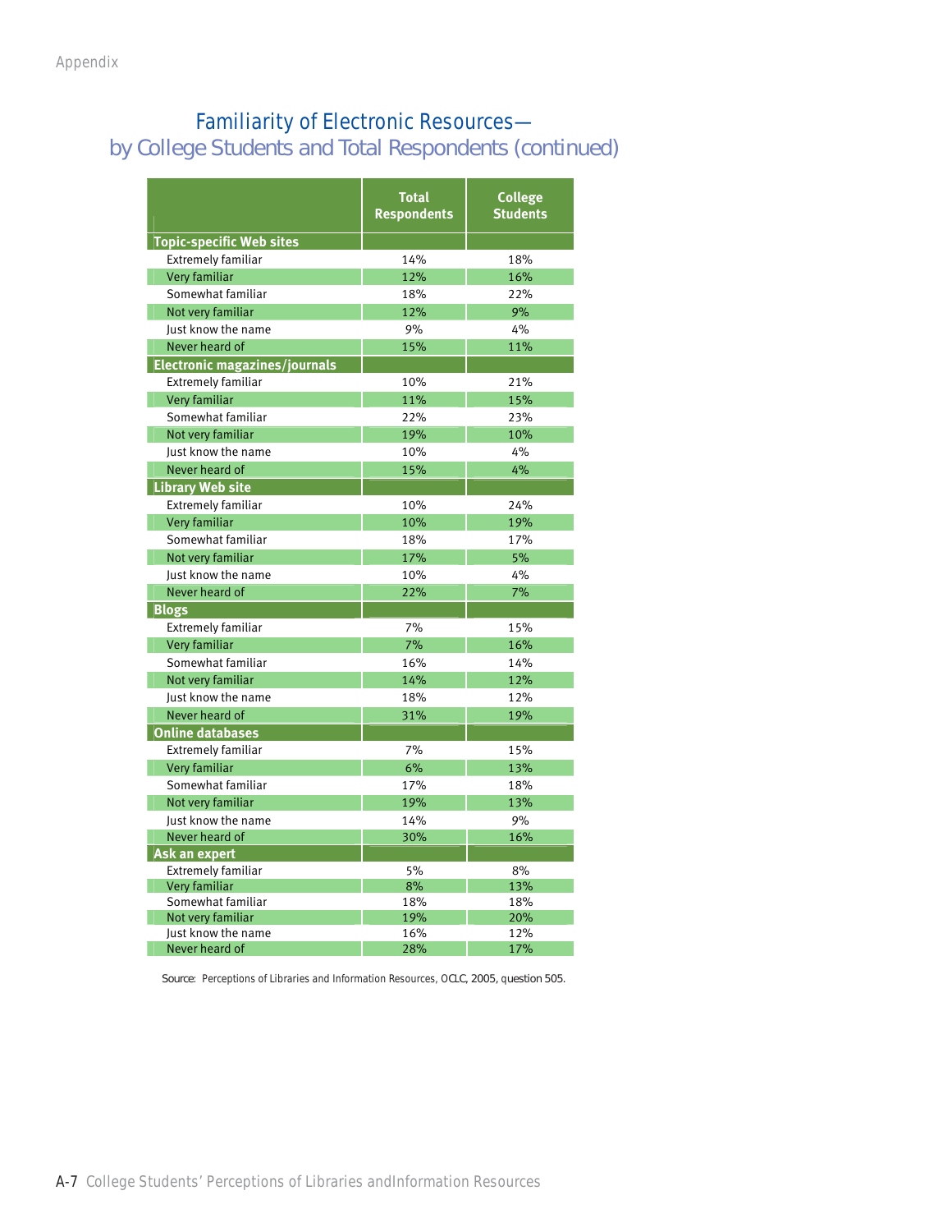## Familiarity of Electronic Resources—
## by College Students and Total Respondents (continued)

| | Total Respondents | College Students |
|---|---|---|
| **Topic-specific Web sites** | | |
| Extremely familiar | 14% | 18% |
| Very familiar | 12% | 16% |
| Somewhat familiar | 18% | 22% |
| Not very familiar | 12% | 9% |
| Just know the name | 9% | 4% |
| Never heard of | 15% | 11% |
| **Electronic magazines/journals** | | |
| Extremely familiar | 10% | 21% |
| Very familiar | 11% | 15% |
| Somewhat familiar | 22% | 23% |
| Not very familiar | 19% | 10% |
| Just know the name | 10% | 4% |
| Never heard of | 15% | 4% |
| **Library Web site** | | |
| Extremely familiar | 10% | 24% |
| Very familiar | 10% | 19% |
| Somewhat familiar | 18% | 17% |
| Not very familiar | 17% | 5% |
| Just know the name | 10% | 4% |
| Never heard of | 22% | 7% |
| **Blogs** | | |
| Extremely familiar | 7% | 15% |
| Very familiar | 7% | 16% |
| Somewhat familiar | 16% | 14% |
| Not very familiar | 14% | 12% |
| Just know the name | 18% | 12% |
| Never heard of | 31% | 19% |
| **Online databases** | | |
| Extremely familiar | 7% | 15% |
| Very familiar | 6% | 13% |
| Somewhat familiar | 17% | 18% |
| Not very familiar | 19% | 13% |
| Just know the name | 14% | 9% |
| Never heard of | 30% | 16% |
| **Ask an expert** | | |
| Extremely familiar | 5% | 8% |
| Very familiar | 8% | 13% |
| Somewhat familiar | 18% | 18% |
| Not very familiar | 19% | 20% |
| Just know the name | 16% | 12% |
| Never heard of | 28% | 17% |

Source: Perceptions of Libraries and Information Resources, OCLC, 2005, question 505.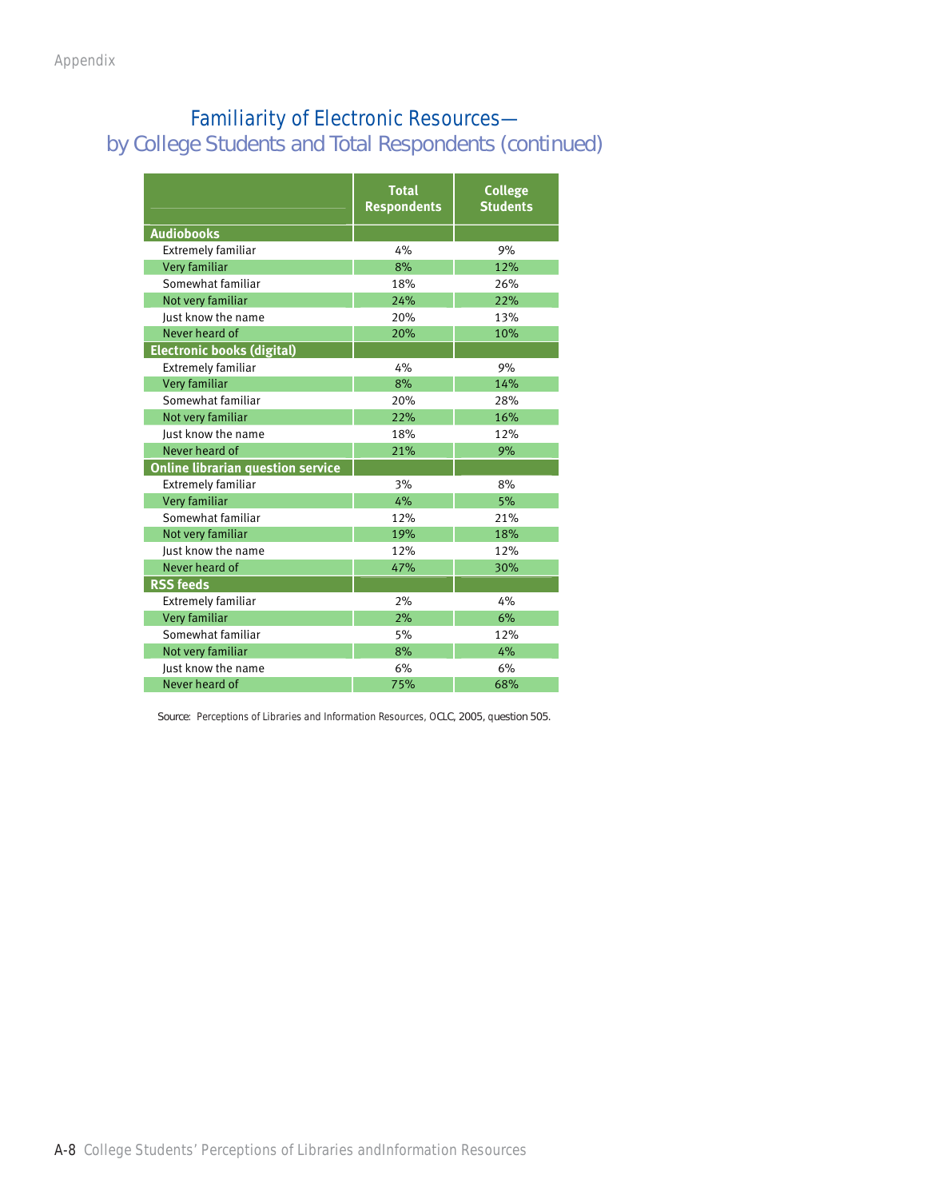## Familiarity of Electronic Resources—
### by College Students and Total Respondents (continued)

| | Total Respondents | College Students |
|---|---|---|
| **Audiobooks** | | |
| Extremely familiar | 4% | 9% |
| Very familiar | 8% | 12% |
| Somewhat familiar | 18% | 26% |
| Not very familiar | 24% | 22% |
| Just know the name | 20% | 13% |
| Never heard of | 20% | 10% |
| **Electronic books (digital)** | | |
| Extremely familiar | 4% | 9% |
| Very familiar | 8% | 14% |
| Somewhat familiar | 20% | 28% |
| Not very familiar | 22% | 16% |
| Just know the name | 18% | 12% |
| Never heard of | 21% | 9% |
| **Online librarian question service** | | |
| Extremely familiar | 3% | 8% |
| Very familiar | 4% | 5% |
| Somewhat familiar | 12% | 21% |
| Not very familiar | 19% | 18% |
| Just know the name | 12% | 12% |
| Never heard of | 47% | 30% |
| **RSS feeds** | | |
| Extremely familiar | 2% | 4% |
| Very familiar | 2% | 6% |
| Somewhat familiar | 5% | 12% |
| Not very familiar | 8% | 4% |
| Just know the name | 6% | 6% |
| Never heard of | 75% | 68% |

Source: Perceptions of Libraries and Information Resources, OCLC, 2005, question 505.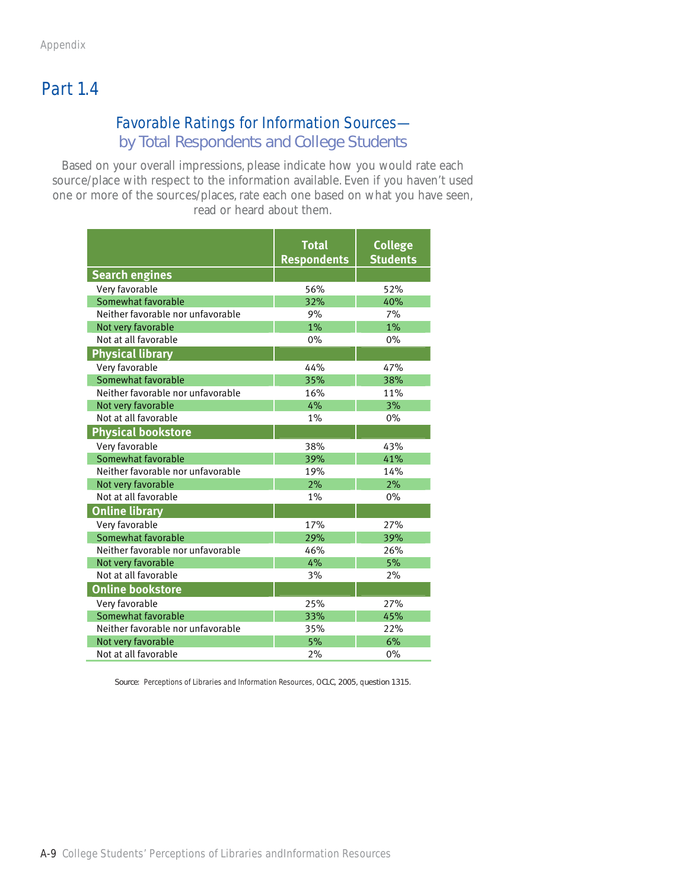## Part 1.4

### Favorable Ratings for Information Sources—
### by Total Respondents and College Students

Based on your overall impressions, please indicate how you would rate each source/place with respect to the information available. Even if you haven't used one or more of the sources/places, rate each one based on what you have seen, read or heard about them.

| | Total Respondents | College Students |
|---|---|---|
| **Search engines** | | |
| Very favorable | 56% | 52% |
| Somewhat favorable | 32% | 40% |
| Neither favorable nor unfavorable | 9% | 7% |
| Not very favorable | 1% | 1% |
| Not at all favorable | 0% | 0% |
| **Physical library** | | |
| Very favorable | 44% | 47% |
| Somewhat favorable | 35% | 38% |
| Neither favorable nor unfavorable | 16% | 11% |
| Not very favorable | 4% | 3% |
| Not at all favorable | 1% | 0% |
| **Physical bookstore** | | |
| Very favorable | 38% | 43% |
| Somewhat favorable | 39% | 41% |
| Neither favorable nor unfavorable | 19% | 14% |
| Not very favorable | 2% | 2% |
| Not at all favorable | 1% | 0% |
| **Online library** | | |
| Very favorable | 17% | 27% |
| Somewhat favorable | 29% | 39% |
| Neither favorable nor unfavorable | 46% | 26% |
| Not very favorable | 4% | 5% |
| Not at all favorable | 3% | 2% |
| **Online bookstore** | | |
| Very favorable | 25% | 27% |
| Somewhat favorable | 33% | 45% |
| Neither favorable nor unfavorable | 35% | 22% |
| Not very favorable | 5% | 6% |
| Not at all favorable | 2% | 0% |

Source: Perceptions of Libraries and Information Resources, OCLC, 2005, question 1315.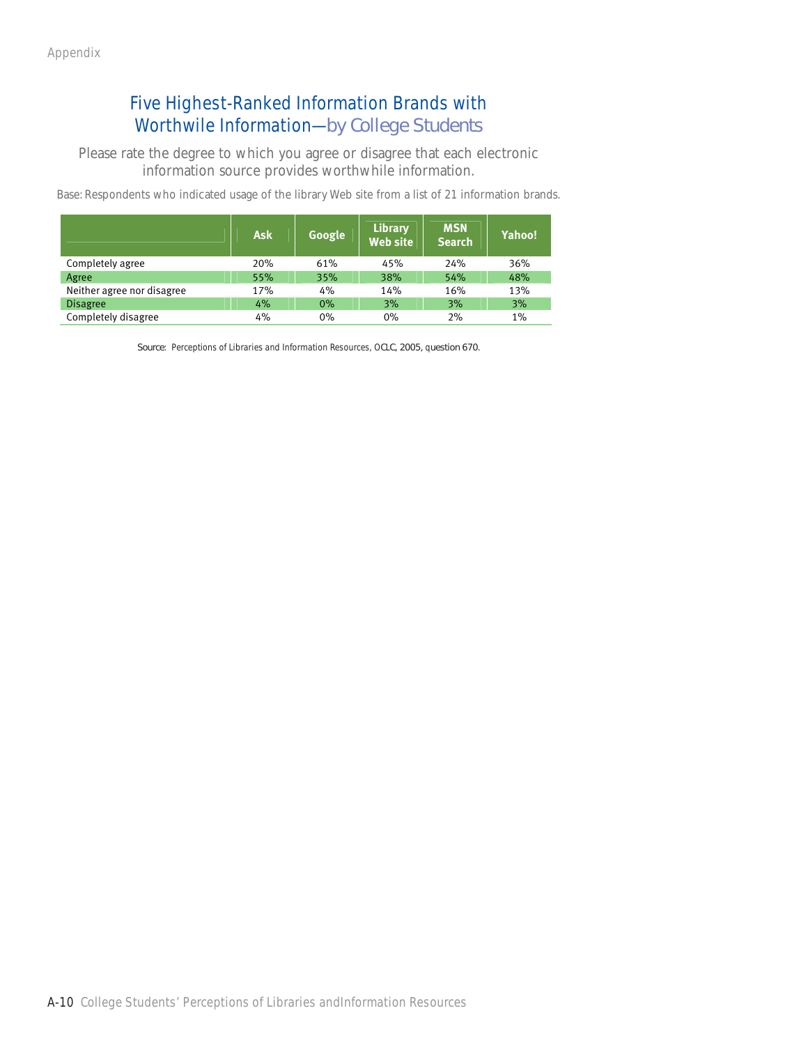## Five Highest-Ranked Information Brands with Worthwile Information—by College Students

Please rate the degree to which you agree or disagree that each electronic information source provides worthwhile information.

Base: Respondents who indicated usage of the library Web site from a list of 21 information brands.

| | Ask | Google | Library Web site | MSN Search | Yahoo! |
|---|---|---|---|---|---|
| Completely agree | 20% | 61% | 45% | 24% | 36% |
| Agree | 55% | 35% | 38% | 54% | 48% |
| Neither agree nor disagree | 17% | 4% | 14% | 16% | 13% |
| Disagree | 4% | 0% | 3% | 3% | 3% |
| Completely disagree | 4% | 0% | 0% | 2% | 1% |

Source: Perceptions of Libraries and Information Resources, OCLC, 2005, question 670.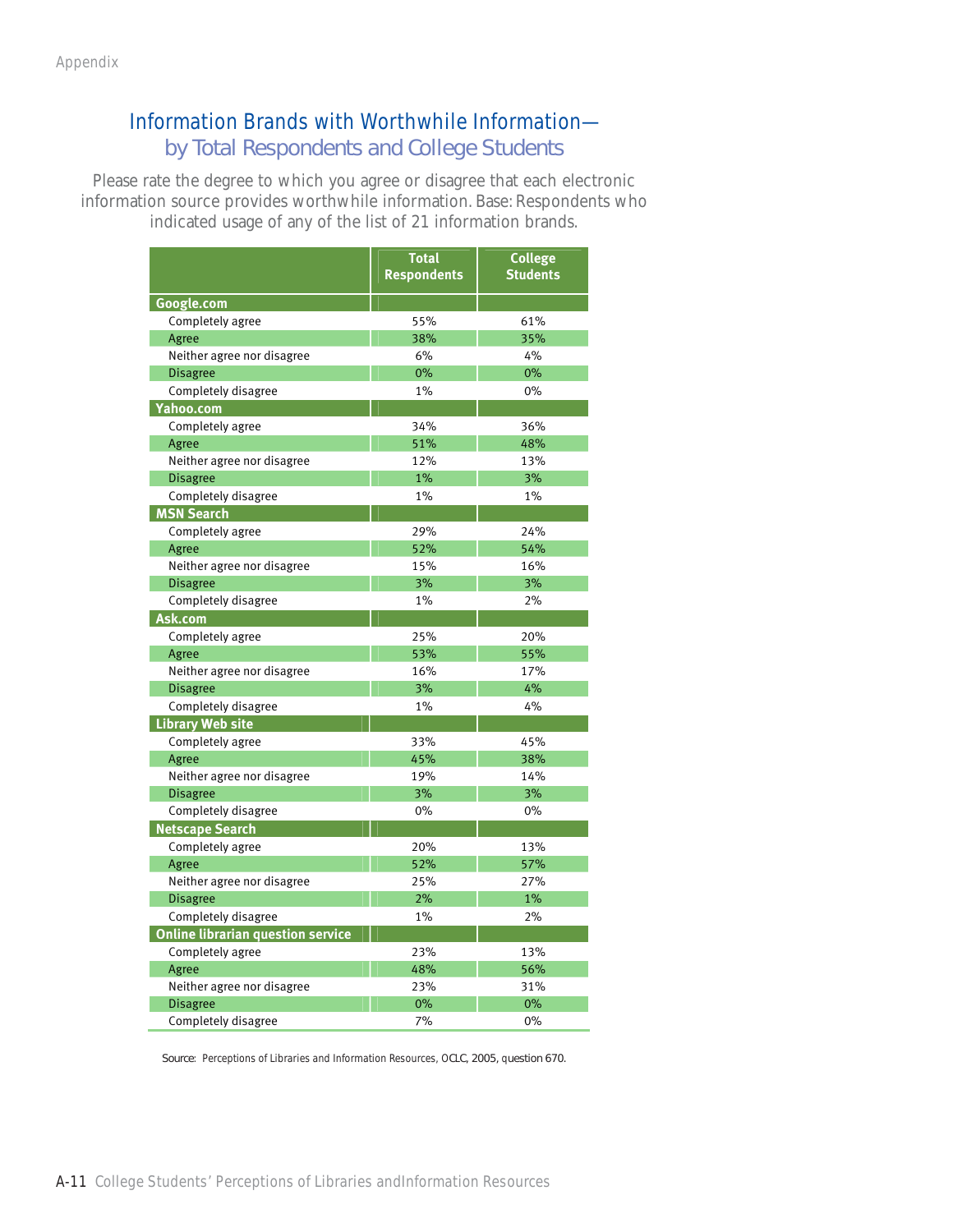## Information Brands with Worthwhile Information—by Total Respondents and College Students

Please rate the degree to which you agree or disagree that each electronic information source provides worthwhile information. Base: Respondents who indicated usage of any of the list of 21 information brands.

| | Total Respondents | College Students |
|---|---|---|
| **Google.com** | | |
| Completely agree | 55% | 61% |
| Agree | 38% | 35% |
| Neither agree nor disagree | 6% | 4% |
| Disagree | 0% | 0% |
| Completely disagree | 1% | 0% |
| **Yahoo.com** | | |
| Completely agree | 34% | 36% |
| Agree | 51% | 48% |
| Neither agree nor disagree | 12% | 13% |
| Disagree | 1% | 3% |
| Completely disagree | 1% | 1% |
| **MSN Search** | | |
| Completely agree | 29% | 24% |
| Agree | 52% | 54% |
| Neither agree nor disagree | 15% | 16% |
| Disagree | 3% | 3% |
| Completely disagree | 1% | 2% |
| **Ask.com** | | |
| Completely agree | 25% | 20% |
| Agree | 53% | 55% |
| Neither agree nor disagree | 16% | 17% |
| Disagree | 3% | 4% |
| Completely disagree | 1% | 4% |
| **Library Web site** | | |
| Completely agree | 33% | 45% |
| Agree | 45% | 38% |
| Neither agree nor disagree | 19% | 14% |
| Disagree | 3% | 3% |
| Completely disagree | 0% | 0% |
| **Netscape Search** | | |
| Completely agree | 20% | 13% |
| Agree | 52% | 57% |
| Neither agree nor disagree | 25% | 27% |
| Disagree | 2% | 1% |
| Completely disagree | 1% | 2% |
| **Online librarian question service** | | |
| Completely agree | 23% | 13% |
| Agree | 48% | 56% |
| Neither agree nor disagree | 23% | 31% |
| Disagree | 0% | 0% |
| Completely disagree | 7% | 0% |

Source: Perceptions of Libraries and Information Resources, OCLC, 2005, question 670.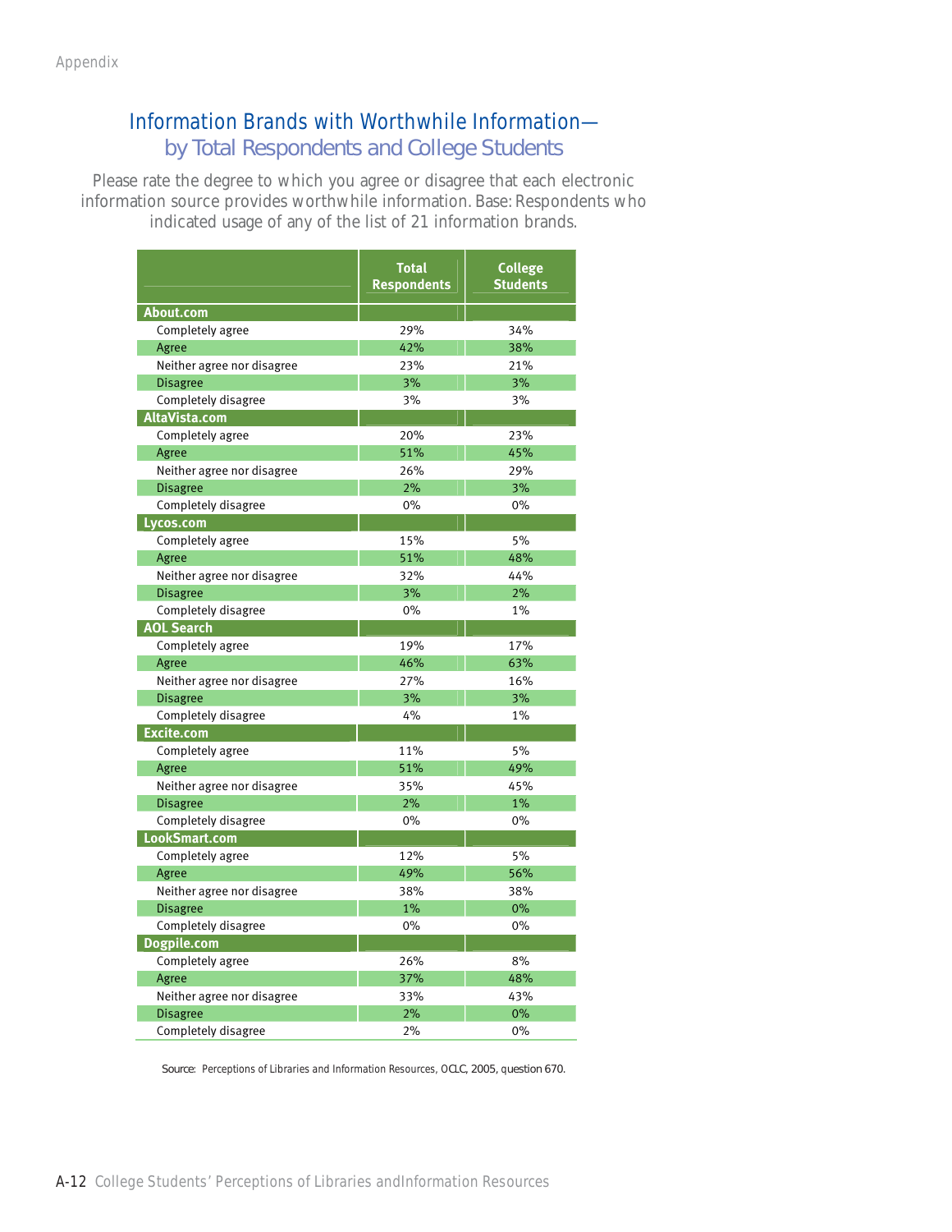## Information Brands with Worthwhile Information—
### by Total Respondents and College Students

Please rate the degree to which you agree or disagree that each electronic information source provides worthwhile information. Base: Respondents who indicated usage of any of the list of 21 information brands.

| | Total Respondents | College Students |
|---|---|---|
| **About.com** | | |
| Completely agree | 29% | 34% |
| Agree | 42% | 38% |
| Neither agree nor disagree | 23% | 21% |
| Disagree | 3% | 3% |
| Completely disagree | 3% | 3% |
| **AltaVista.com** | | |
| Completely agree | 20% | 23% |
| Agree | 51% | 45% |
| Neither agree nor disagree | 26% | 29% |
| Disagree | 2% | 3% |
| Completely disagree | 0% | 0% |
| **Lycos.com** | | |
| Completely agree | 15% | 5% |
| Agree | 51% | 48% |
| Neither agree nor disagree | 32% | 44% |
| Disagree | 3% | 2% |
| Completely disagree | 0% | 1% |
| **AOL Search** | | |
| Completely agree | 19% | 17% |
| Agree | 46% | 63% |
| Neither agree nor disagree | 27% | 16% |
| Disagree | 3% | 3% |
| Completely disagree | 4% | 1% |
| **Excite.com** | | |
| Completely agree | 11% | 5% |
| Agree | 51% | 49% |
| Neither agree nor disagree | 35% | 45% |
| Disagree | 2% | 1% |
| Completely disagree | 0% | 0% |
| **LookSmart.com** | | |
| Completely agree | 12% | 5% |
| Agree | 49% | 56% |
| Neither agree nor disagree | 38% | 38% |
| Disagree | 1% | 0% |
| Completely disagree | 0% | 0% |
| **Dogpile.com** | | |
| Completely agree | 26% | 8% |
| Agree | 37% | 48% |
| Neither agree nor disagree | 33% | 43% |
| Disagree | 2% | 0% |
| Completely disagree | 2% | 0% |

Source: Perceptions of Libraries and Information Resources, OCLC, 2005, question 670.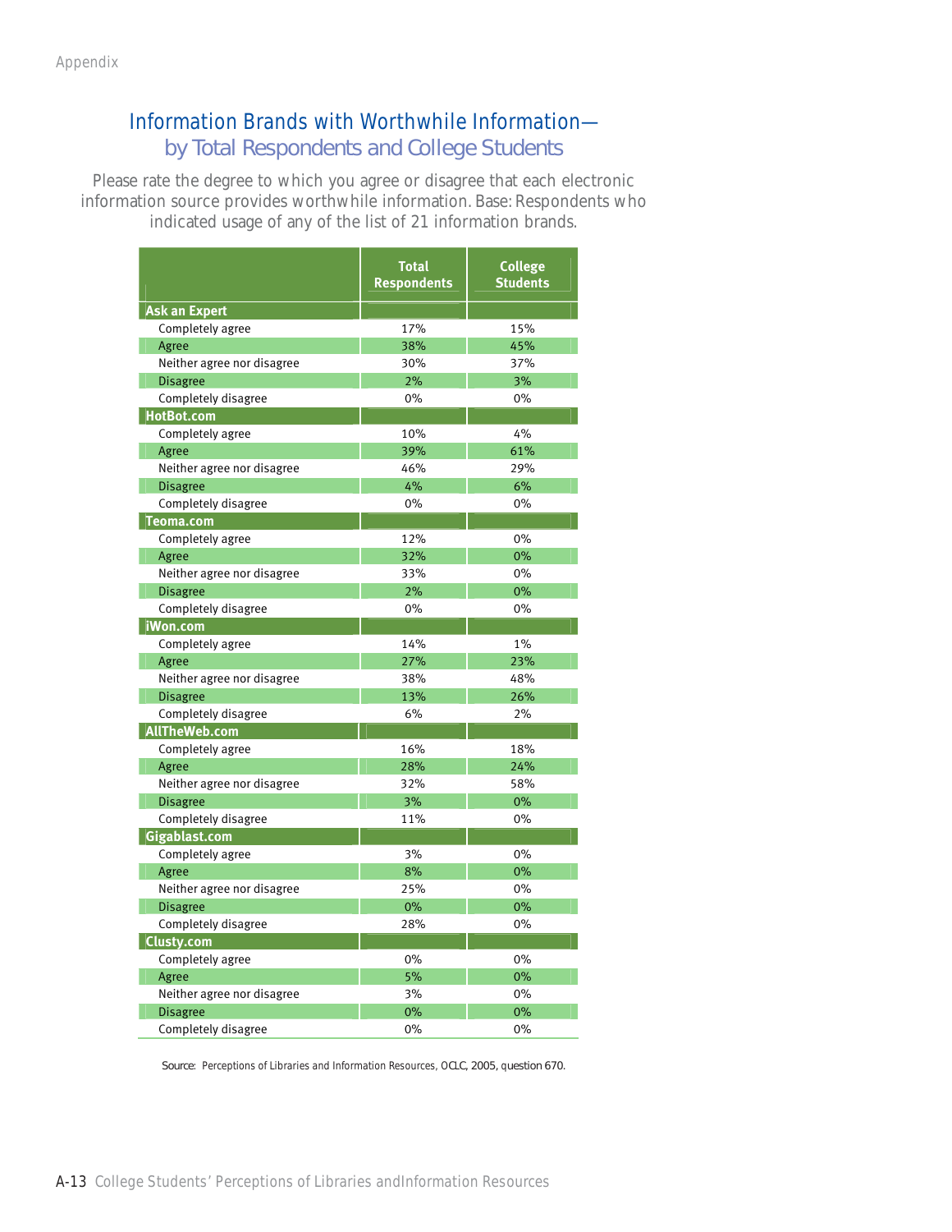## Information Brands with Worthwhile Information—by Total Respondents and College Students

Please rate the degree to which you agree or disagree that each electronic information source provides worthwhile information. Base: Respondents who indicated usage of any of the list of 21 information brands.

| | Total Respondents | College Students |
|---|---|---|
| **Ask an Expert** | | |
| Completely agree | 17% | 15% |
| Agree | 38% | 45% |
| Neither agree nor disagree | 30% | 37% |
| Disagree | 2% | 3% |
| Completely disagree | 0% | 0% |
| **HotBot.com** | | |
| Completely agree | 10% | 4% |
| Agree | 39% | 61% |
| Neither agree nor disagree | 46% | 29% |
| Disagree | 4% | 6% |
| Completely disagree | 0% | 0% |
| **Teoma.com** | | |
| Completely agree | 12% | 0% |
| Agree | 32% | 0% |
| Neither agree nor disagree | 33% | 0% |
| Disagree | 2% | 0% |
| Completely disagree | 0% | 0% |
| **iWon.com** | | |
| Completely agree | 14% | 1% |
| Agree | 27% | 23% |
| Neither agree nor disagree | 38% | 48% |
| Disagree | 13% | 26% |
| Completely disagree | 6% | 2% |
| **AllTheWeb.com** | | |
| Completely agree | 16% | 18% |
| Agree | 28% | 24% |
| Neither agree nor disagree | 32% | 58% |
| Disagree | 3% | 0% |
| Completely disagree | 11% | 0% |
| **Gigablast.com** | | |
| Completely agree | 3% | 0% |
| Agree | 8% | 0% |
| Neither agree nor disagree | 25% | 0% |
| Disagree | 0% | 0% |
| Completely disagree | 28% | 0% |
| **Clusty.com** | | |
| Completely agree | 0% | 0% |
| Agree | 5% | 0% |
| Neither agree nor disagree | 3% | 0% |
| Disagree | 0% | 0% |
| Completely disagree | 0% | 0% |

Source: Perceptions of Libraries and Information Resources, OCLC, 2005, question 670.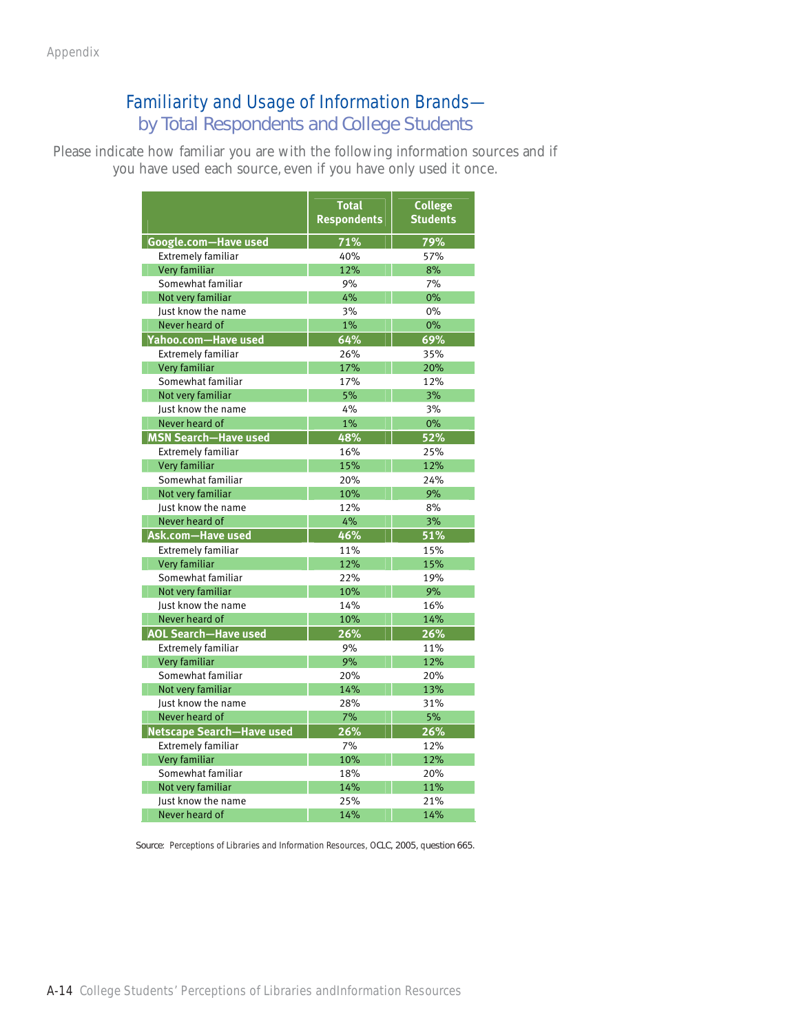## Familiarity and Usage of Information Brands—by Total Respondents and College Students

Please indicate how familiar you are with the following information sources and if you have used each source, even if you have only used it once.

| | Total Respondents | College Students |
|---|---|---|
| **Google.com—Have used** | **71%** | **79%** |
| Extremely familiar | 40% | 57% |
| Very familiar | 12% | 8% |
| Somewhat familiar | 9% | 7% |
| Not very familiar | 4% | 0% |
| Just know the name | 3% | 0% |
| Never heard of | 1% | 0% |
| **Yahoo.com—Have used** | **64%** | **69%** |
| Extremely familiar | 26% | 35% |
| Very familiar | 17% | 20% |
| Somewhat familiar | 17% | 12% |
| Not very familiar | 5% | 3% |
| Just know the name | 4% | 3% |
| Never heard of | 1% | 0% |
| **MSN Search—Have used** | **48%** | **52%** |
| Extremely familiar | 16% | 25% |
| Very familiar | 15% | 12% |
| Somewhat familiar | 20% | 24% |
| Not very familiar | 10% | 9% |
| Just know the name | 12% | 8% |
| Never heard of | 4% | 3% |
| **Ask.com—Have used** | **46%** | **51%** |
| Extremely familiar | 11% | 15% |
| Very familiar | 12% | 15% |
| Somewhat familiar | 22% | 19% |
| Not very familiar | 10% | 9% |
| Just know the name | 14% | 16% |
| Never heard of | 10% | 14% |
| **AOL Search—Have used** | **26%** | **26%** |
| Extremely familiar | 9% | 11% |
| Very familiar | 9% | 12% |
| Somewhat familiar | 20% | 20% |
| Not very familiar | 14% | 13% |
| Just know the name | 28% | 31% |
| Never heard of | 7% | 5% |
| **Netscape Search—Have used** | **26%** | **26%** |
| Extremely familiar | 7% | 12% |
| Very familiar | 10% | 12% |
| Somewhat familiar | 18% | 20% |
| Not very familiar | 14% | 11% |
| Just know the name | 25% | 21% |
| Never heard of | 14% | 14% |

Source: Perceptions of Libraries and Information Resources, OCLC, 2005, question 665.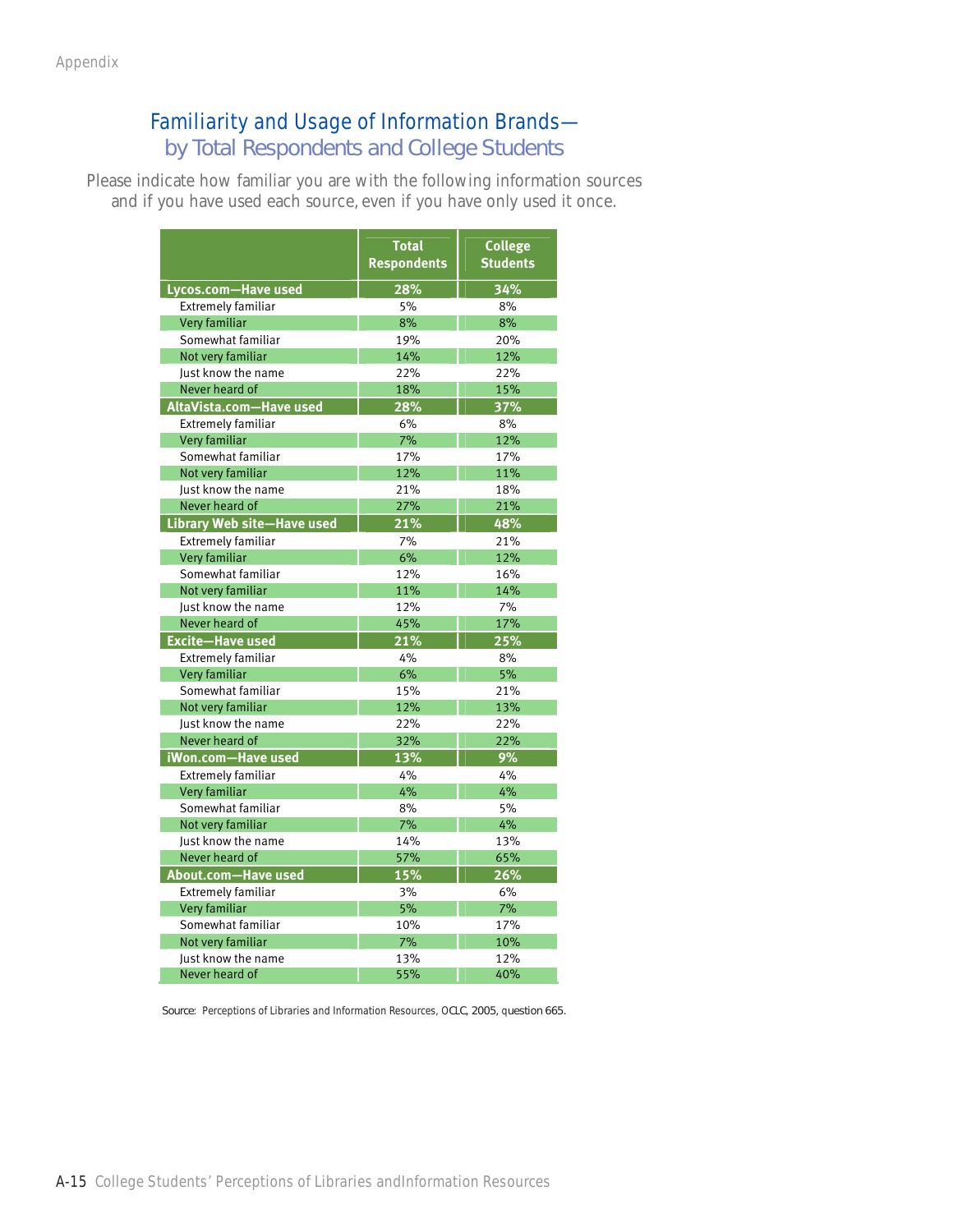## Familiarity and Usage of Information Brands—
### by Total Respondents and College Students

Please indicate how familiar you are with the following information sources and if you have used each source, even if you have only used it once.

| | Total Respondents | College Students |
|---|---|---|
| **Lycos.com—Have used** | **28%** | **34%** |
| Extremely familiar | 5% | 8% |
| Very familiar | 8% | 8% |
| Somewhat familiar | 19% | 20% |
| Not very familiar | 14% | 12% |
| Just know the name | 22% | 22% |
| Never heard of | 18% | 15% |
| **AltaVista.com—Have used** | **28%** | **37%** |
| Extremely familiar | 6% | 8% |
| Very familiar | 7% | 12% |
| Somewhat familiar | 17% | 17% |
| Not very familiar | 12% | 11% |
| Just know the name | 21% | 18% |
| Never heard of | 27% | 21% |
| **Library Web site—Have used** | **21%** | **48%** |
| Extremely familiar | 7% | 21% |
| Very familiar | 6% | 12% |
| Somewhat familiar | 12% | 16% |
| Not very familiar | 11% | 14% |
| Just know the name | 12% | 7% |
| Never heard of | 45% | 17% |
| **Excite—Have used** | **21%** | **25%** |
| Extremely familiar | 4% | 8% |
| Very familiar | 6% | 5% |
| Somewhat familiar | 15% | 21% |
| Not very familiar | 12% | 13% |
| Just know the name | 22% | 22% |
| Never heard of | 32% | 22% |
| **iWon.com—Have used** | **13%** | **9%** |
| Extremely familiar | 4% | 4% |
| Very familiar | 4% | 4% |
| Somewhat familiar | 8% | 5% |
| Not very familiar | 7% | 4% |
| Just know the name | 14% | 13% |
| Never heard of | 57% | 65% |
| **About.com—Have used** | **15%** | **26%** |
| Extremely familiar | 3% | 6% |
| Very familiar | 5% | 7% |
| Somewhat familiar | 10% | 17% |
| Not very familiar | 7% | 10% |
| Just know the name | 13% | 12% |
| Never heard of | 55% | 40% |

Source: Perceptions of Libraries and Information Resources, OCLC, 2005, question 665.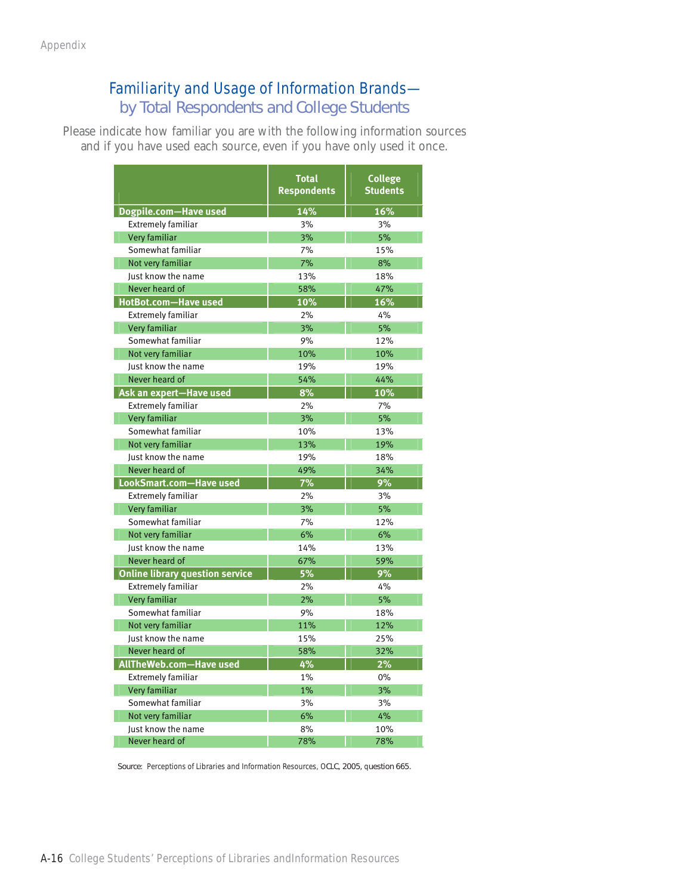## Familiarity and Usage of Information Brands—
### by Total Respondents and College Students

Please indicate how familiar you are with the following information sources and if you have used each source, even if you have only used it once.

| | Total Respondents | College Students |
|---|---|---|
| **Dogpile.com—Have used** | **14%** | **16%** |
| Extremely familiar | 3% | 3% |
| Very familiar | 3% | 5% |
| Somewhat familiar | 7% | 15% |
| Not very familiar | 7% | 8% |
| Just know the name | 13% | 18% |
| Never heard of | 58% | 47% |
| **HotBot.com—Have used** | **10%** | **16%** |
| Extremely familiar | 2% | 4% |
| Very familiar | 3% | 5% |
| Somewhat familiar | 9% | 12% |
| Not very familiar | 10% | 10% |
| Just know the name | 19% | 19% |
| Never heard of | 54% | 44% |
| **Ask an expert—Have used** | **8%** | **10%** |
| Extremely familiar | 2% | 7% |
| Very familiar | 3% | 5% |
| Somewhat familiar | 10% | 13% |
| Not very familiar | 13% | 19% |
| Just know the name | 19% | 18% |
| Never heard of | 49% | 34% |
| **LookSmart.com—Have used** | **7%** | **9%** |
| Extremely familiar | 2% | 3% |
| Very familiar | 3% | 5% |
| Somewhat familiar | 7% | 12% |
| Not very familiar | 6% | 6% |
| Just know the name | 14% | 13% |
| Never heard of | 67% | 59% |
| **Online library question service** | **5%** | **9%** |
| Extremely familiar | 2% | 4% |
| Very familiar | 2% | 5% |
| Somewhat familiar | 9% | 18% |
| Not very familiar | 11% | 12% |
| Just know the name | 15% | 25% |
| Never heard of | 58% | 32% |
| **AllTheWeb.com—Have used** | **4%** | **2%** |
| Extremely familiar | 1% | 0% |
| Very familiar | 1% | 3% |
| Somewhat familiar | 3% | 3% |
| Not very familiar | 6% | 4% |
| Just know the name | 8% | 10% |
| Never heard of | 78% | 78% |

Source: Perceptions of Libraries and Information Resources, OCLC, 2005, question 665.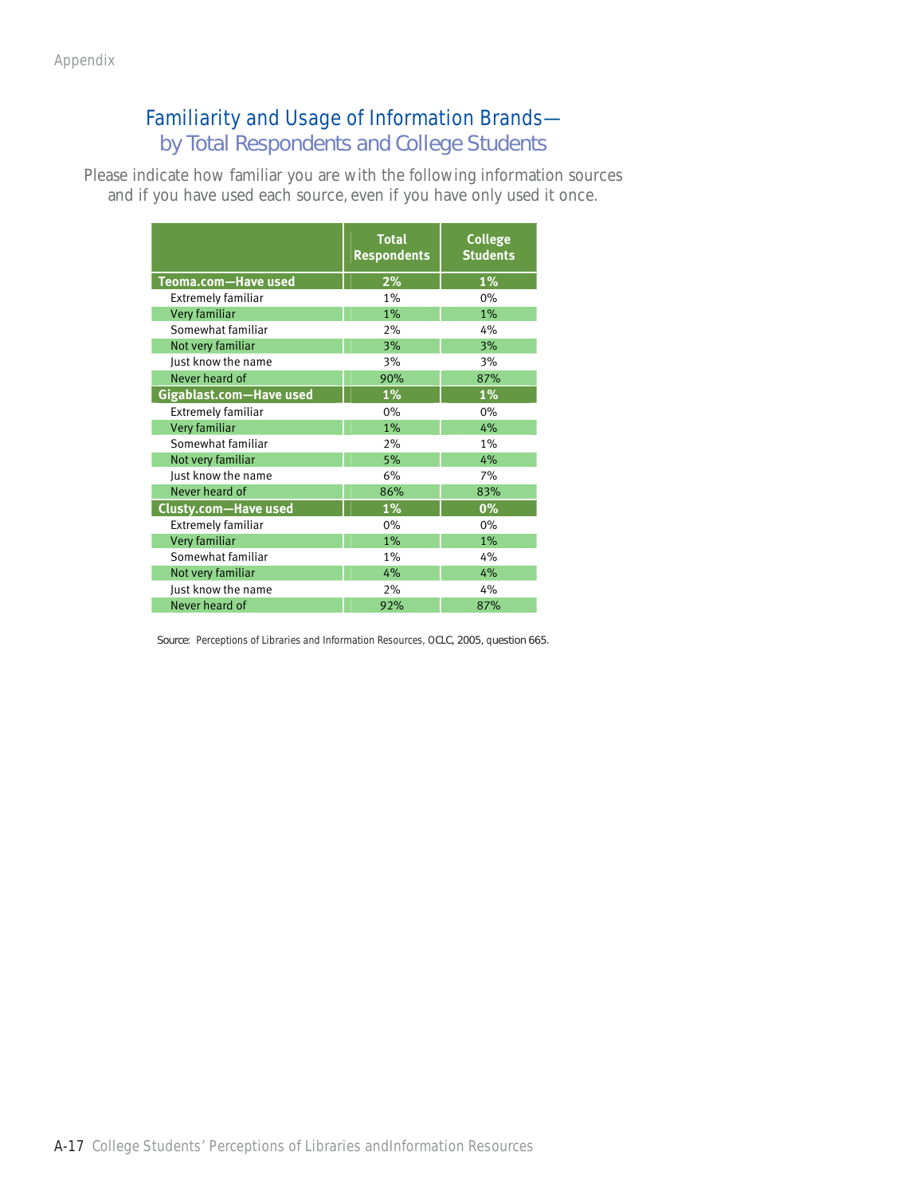## Familiarity and Usage of Information Brands—
### by Total Respondents and College Students

Please indicate how familiar you are with the following information sources and if you have used each source, even if you have only used it once.

| | Total Respondents | College Students |
|---|---|---|
| **Teoma.com—Have used** | **2%** | **1%** |
| Extremely familiar | 1% | 0% |
| Very familiar | 1% | 1% |
| Somewhat familiar | 2% | 4% |
| Not very familiar | 3% | 3% |
| Just know the name | 3% | 3% |
| Never heard of | 90% | 87% |
| **Gigablast.com—Have used** | **1%** | **1%** |
| Extremely familiar | 0% | 0% |
| Very familiar | 1% | 4% |
| Somewhat familiar | 2% | 1% |
| Not very familiar | 5% | 4% |
| Just know the name | 6% | 7% |
| Never heard of | 86% | 83% |
| **Clusty.com—Have used** | **1%** | **0%** |
| Extremely familiar | 0% | 0% |
| Very familiar | 1% | 1% |
| Somewhat familiar | 1% | 4% |
| Not very familiar | 4% | 4% |
| Just know the name | 2% | 4% |
| Never heard of | 92% | 87% |

Source: Perceptions of Libraries and Information Resources, OCLC, 2005, question 665.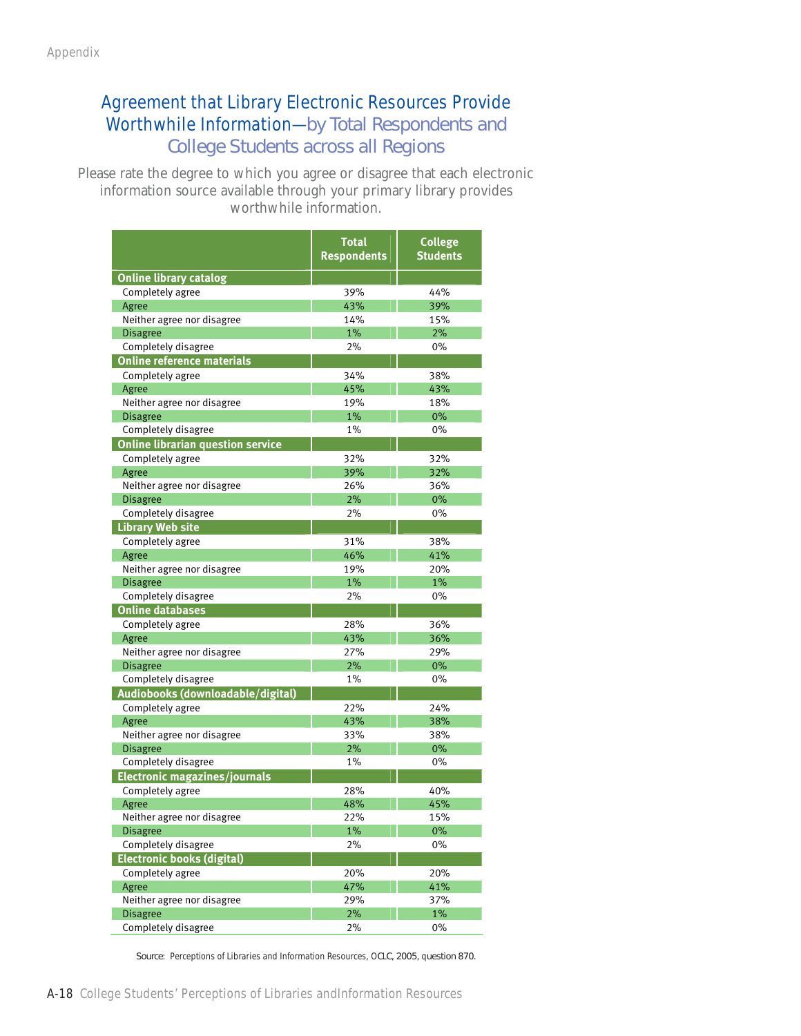## Agreement that Library Electronic Resources Provide Worthwhile Information—by Total Respondents and College Students across all Regions

Please rate the degree to which you agree or disagree that each electronic information source available through your primary library provides worthwhile information.

| | Total Respondents | College Students |
|---|---|---|
| **Online library catalog** | | |
| Completely agree | 39% | 44% |
| Agree | 43% | 39% |
| Neither agree nor disagree | 14% | 15% |
| Disagree | 1% | 2% |
| Completely disagree | 2% | 0% |
| **Online reference materials** | | |
| Completely agree | 34% | 38% |
| Agree | 45% | 43% |
| Neither agree nor disagree | 19% | 18% |
| Disagree | 1% | 0% |
| Completely disagree | 1% | 0% |
| **Online librarian question service** | | |
| Completely agree | 32% | 32% |
| Agree | 39% | 32% |
| Neither agree nor disagree | 26% | 36% |
| Disagree | 2% | 0% |
| Completely disagree | 2% | 0% |
| **Library Web site** | | |
| Completely agree | 31% | 38% |
| Agree | 46% | 41% |
| Neither agree nor disagree | 19% | 20% |
| Disagree | 1% | 1% |
| Completely disagree | 2% | 0% |
| **Online databases** | | |
| Completely agree | 28% | 36% |
| Agree | 43% | 36% |
| Neither agree nor disagree | 27% | 29% |
| Disagree | 2% | 0% |
| Completely disagree | 1% | 0% |
| **Audiobooks (downloadable/digital)** | | |
| Completely agree | 22% | 24% |
| Agree | 43% | 38% |
| Neither agree nor disagree | 33% | 38% |
| Disagree | 2% | 0% |
| Completely disagree | 1% | 0% |
| **Electronic magazines/journals** | | |
| Completely agree | 28% | 40% |
| Agree | 48% | 45% |
| Neither agree nor disagree | 22% | 15% |
| Disagree | 1% | 0% |
| Completely disagree | 2% | 0% |
| **Electronic books (digital)** | | |
| Completely agree | 20% | 20% |
| Agree | 47% | 41% |
| Neither agree nor disagree | 29% | 37% |
| Disagree | 2% | 1% |
| Completely disagree | 2% | 0% |

Source: Perceptions of Libraries and Information Resources, OCLC, 2005, question 870.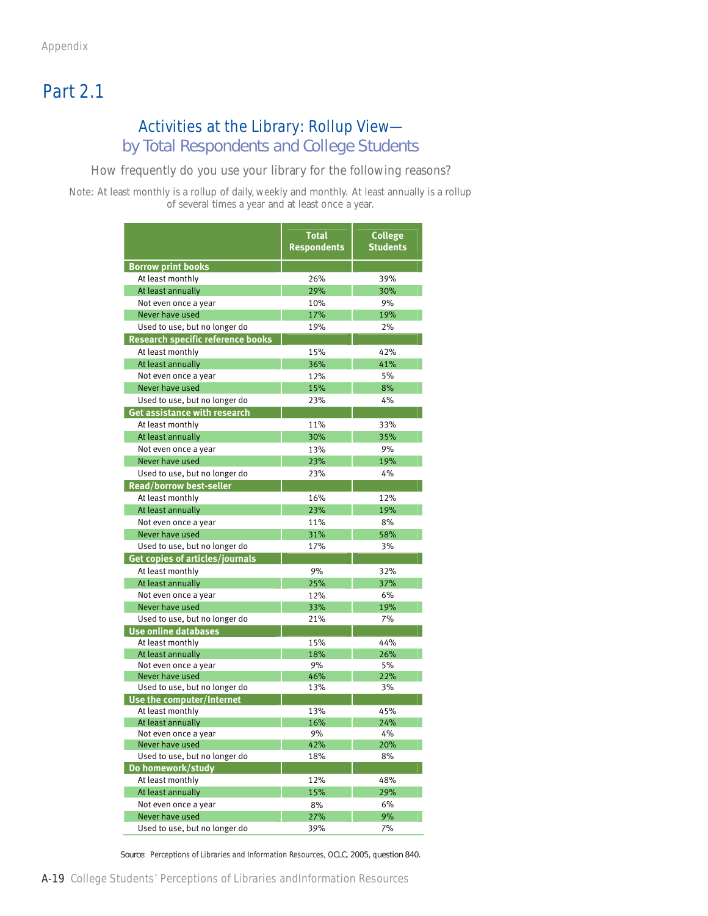## Part 2.1

### Activities at the Library: Rollup View— by Total Respondents and College Students

How frequently do you use your library for the following reasons?

Note: At least monthly is a rollup of daily, weekly and monthly. At least annually is a rollup of several times a year and at least once a year.

| | Total Respondents | College Students |
|---|---|---|
| **Borrow print books** | | |
| At least monthly | 26% | 39% |
| At least annually | 29% | 30% |
| Not even once a year | 10% | 9% |
| Never have used | 17% | 19% |
| Used to use, but no longer do | 19% | 2% |
| **Research specific reference books** | | |
| At least monthly | 15% | 42% |
| At least annually | 36% | 41% |
| Not even once a year | 12% | 5% |
| Never have used | 15% | 8% |
| Used to use, but no longer do | 23% | 4% |
| **Get assistance with research** | | |
| At least monthly | 11% | 33% |
| At least annually | 30% | 35% |
| Not even once a year | 13% | 9% |
| Never have used | 23% | 19% |
| Used to use, but no longer do | 23% | 4% |
| **Read/borrow best-seller** | | |
| At least monthly | 16% | 12% |
| At least annually | 23% | 19% |
| Not even once a year | 11% | 8% |
| Never have used | 31% | 58% |
| Used to use, but no longer do | 17% | 3% |
| **Get copies of articles/journals** | | |
| At least monthly | 9% | 32% |
| At least annually | 25% | 37% |
| Not even once a year | 12% | 6% |
| Never have used | 33% | 19% |
| Used to use, but no longer do | 21% | 7% |
| **Use online databases** | | |
| At least monthly | 15% | 44% |
| At least annually | 18% | 26% |
| Not even once a year | 9% | 5% |
| Never have used | 46% | 22% |
| Used to use, but no longer do | 13% | 3% |
| **Use the computer/Internet** | | |
| At least monthly | 13% | 45% |
| At least annually | 16% | 24% |
| Not even once a year | 9% | 4% |
| Never have used | 42% | 20% |
| Used to use, but no longer do | 18% | 8% |
| **Do homework/study** | | |
| At least monthly | 12% | 48% |
| At least annually | 15% | 29% |
| Not even once a year | 8% | 6% |
| Never have used | 27% | 9% |
| Used to use, but no longer do | 39% | 7% |

Source: Perceptions of Libraries and Information Resources, OCLC, 2005, question 840.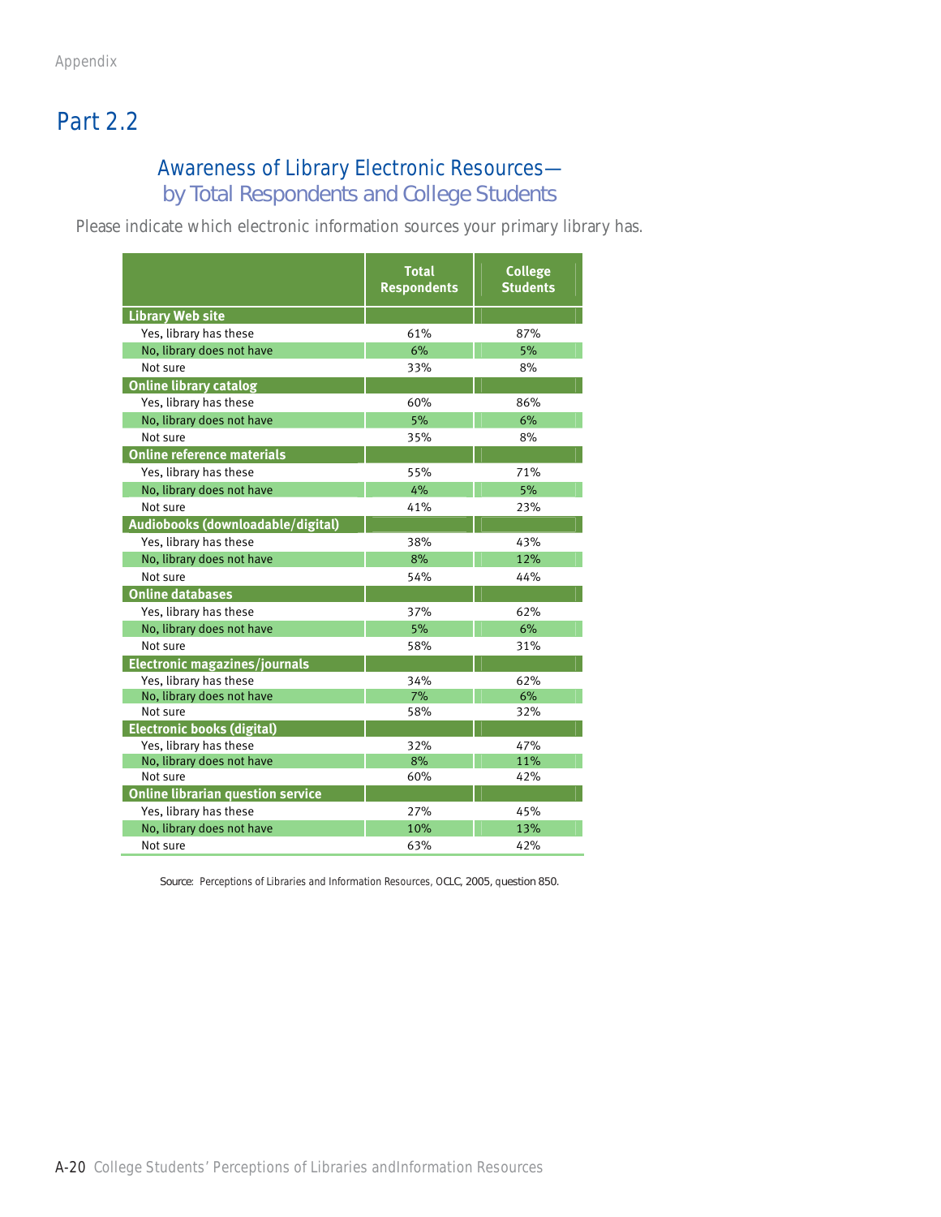## Part 2.2

### Awareness of Library Electronic Resources—by Total Respondents and College Students

Please indicate which electronic information sources your primary library has.

| | Total Respondents | College Students |
|---|---|---|
| **Library Web site** | | |
| Yes, library has these | 61% | 87% |
| No, library does not have | 6% | 5% |
| Not sure | 33% | 8% |
| **Online library catalog** | | |
| Yes, library has these | 60% | 86% |
| No, library does not have | 5% | 6% |
| Not sure | 35% | 8% |
| **Online reference materials** | | |
| Yes, library has these | 55% | 71% |
| No, library does not have | 4% | 5% |
| Not sure | 41% | 23% |
| **Audiobooks (downloadable/digital)** | | |
| Yes, library has these | 38% | 43% |
| No, library does not have | 8% | 12% |
| Not sure | 54% | 44% |
| **Online databases** | | |
| Yes, library has these | 37% | 62% |
| No, library does not have | 5% | 6% |
| Not sure | 58% | 31% |
| **Electronic magazines/journals** | | |
| Yes, library has these | 34% | 62% |
| No, library does not have | 7% | 6% |
| Not sure | 58% | 32% |
| **Electronic books (digital)** | | |
| Yes, library has these | 32% | 47% |
| No, library does not have | 8% | 11% |
| Not sure | 60% | 42% |
| **Online librarian question service** | | |
| Yes, library has these | 27% | 45% |
| No, library does not have | 10% | 13% |
| Not sure | 63% | 42% |

Source: Perceptions of Libraries and Information Resources, OCLC, 2005, question 850.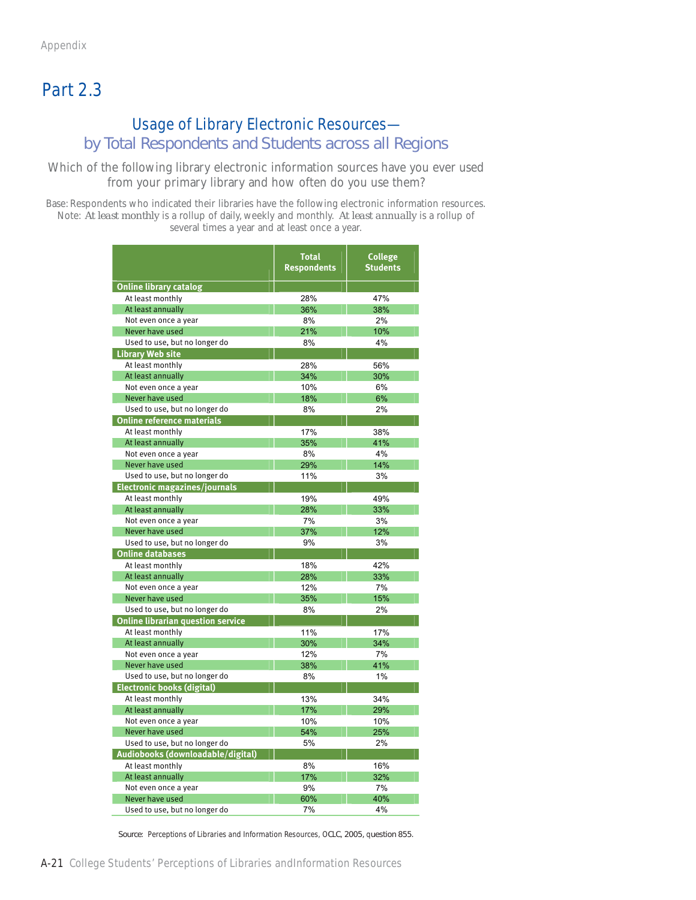## Part 2.3

### Usage of Library Electronic Resources— by Total Respondents and Students across all Regions

Which of the following library electronic information sources have you ever used from your primary library and how often do you use them?

Base: Respondents who indicated their libraries have the following electronic information resources.
Note: *At least monthly* is a rollup of daily, weekly and monthly. *At least annually* is a rollup of several times a year and at least once a year.

| | Total Respondents | College Students |
|---|---|---|
| **Online library catalog** | | |
| At least monthly | 28% | 47% |
| At least annually | 36% | 38% |
| Not even once a year | 8% | 2% |
| Never have used | 21% | 10% |
| Used to use, but no longer do | 8% | 4% |
| **Library Web site** | | |
| At least monthly | 28% | 56% |
| At least annually | 34% | 30% |
| Not even once a year | 10% | 6% |
| Never have used | 18% | 6% |
| Used to use, but no longer do | 8% | 2% |
| **Online reference materials** | | |
| At least monthly | 17% | 38% |
| At least annually | 35% | 41% |
| Not even once a year | 8% | 4% |
| Never have used | 29% | 14% |
| Used to use, but no longer do | 11% | 3% |
| **Electronic magazines/journals** | | |
| At least monthly | 19% | 49% |
| At least annually | 28% | 33% |
| Not even once a year | 7% | 3% |
| Never have used | 37% | 12% |
| Used to use, but no longer do | 9% | 3% |
| **Online databases** | | |
| At least monthly | 18% | 42% |
| At least annually | 28% | 33% |
| Not even once a year | 12% | 7% |
| Never have used | 35% | 15% |
| Used to use, but no longer do | 8% | 2% |
| **Online librarian question service** | | |
| At least monthly | 11% | 17% |
| At least annually | 30% | 34% |
| Not even once a year | 12% | 7% |
| Never have used | 38% | 41% |
| Used to use, but no longer do | 8% | 1% |
| **Electronic books (digital)** | | |
| At least monthly | 13% | 34% |
| At least annually | 17% | 29% |
| Not even once a year | 10% | 10% |
| Never have used | 54% | 25% |
| Used to use, but no longer do | 5% | 2% |
| **Audiobooks (downloadable/digital)** | | |
| At least monthly | 8% | 16% |
| At least annually | 17% | 32% |
| Not even once a year | 9% | 7% |
| Never have used | 60% | 40% |
| Used to use, but no longer do | 7% | 4% |

Source: Perceptions of Libraries and Information Resources, OCLC, 2005, question 855.